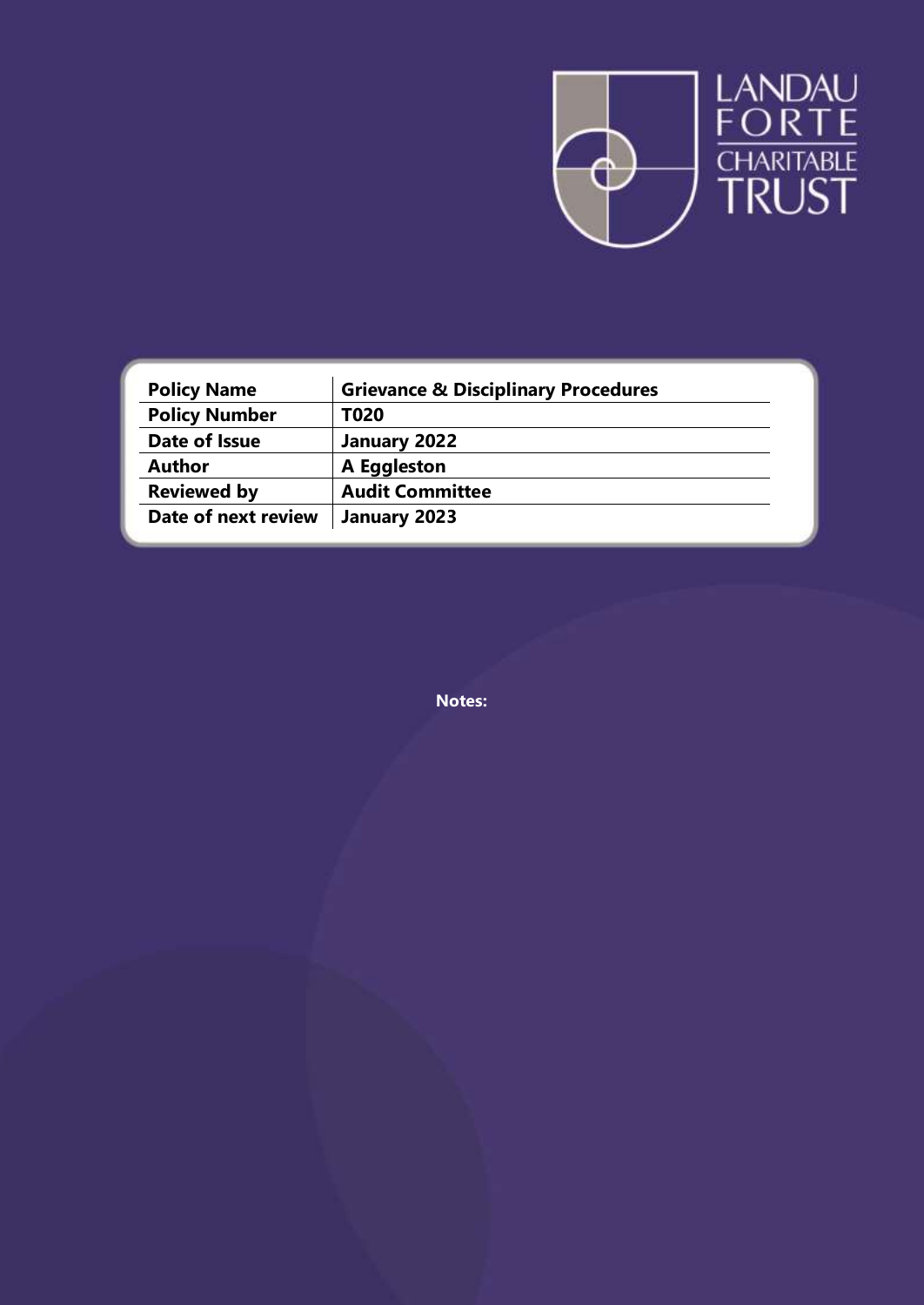LANDAU FORTE CHARITABLE TRUST

| Policy Name | Grievance & Disciplinary Procedures |
|---|---|
| Policy Number | T020 |
| Date of Issue | January 2022 |
| Author | A Eggleston |
| Reviewed by | Audit Committee |
| Date of next review | January 2023 |

**Notes:**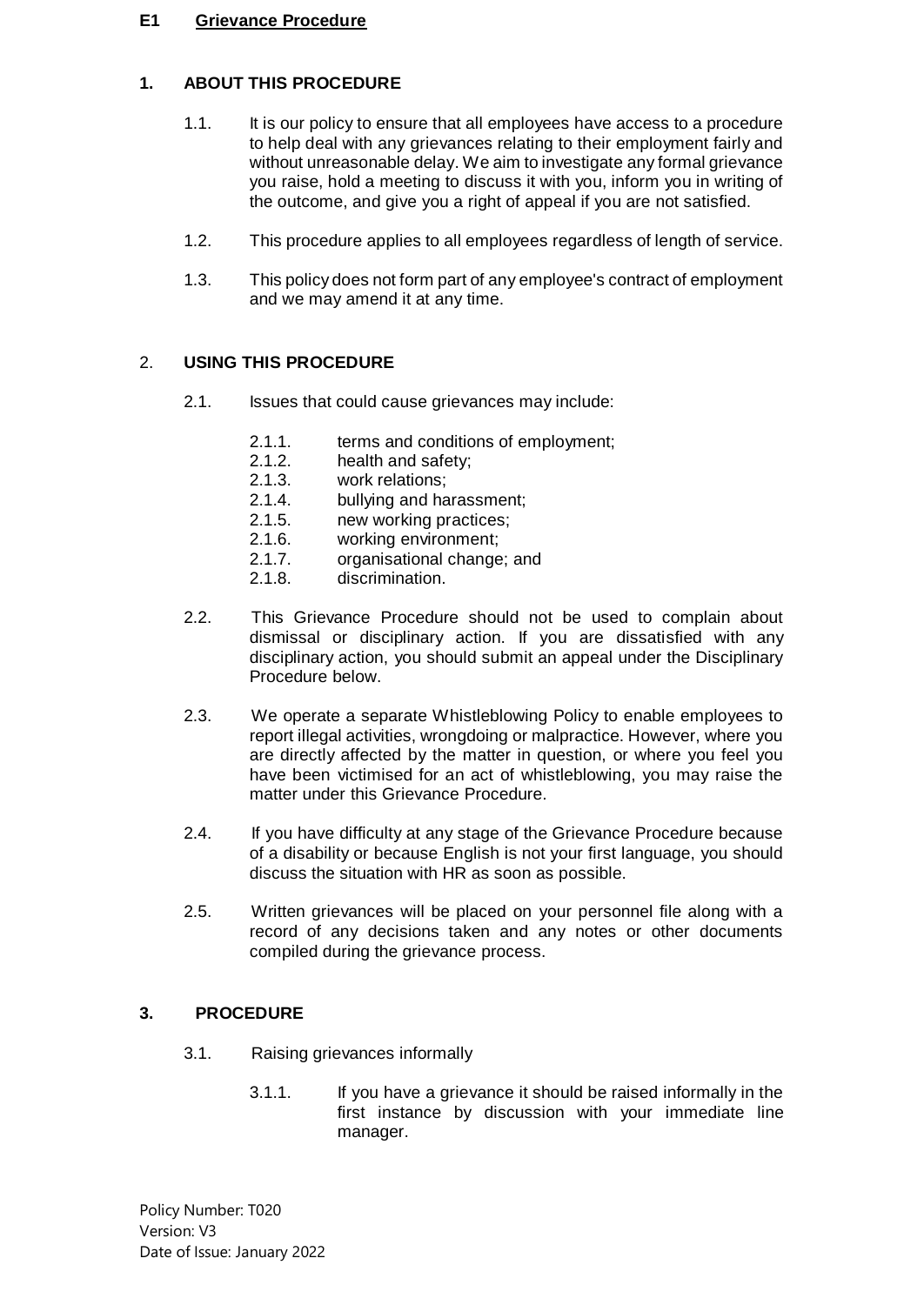# E1 Grievance Procedure

## 1. ABOUT THIS PROCEDURE

1.1. It is our policy to ensure that all employees have access to a procedure to help deal with any grievances relating to their employment fairly and without unreasonable delay. We aim to investigate any formal grievance you raise, hold a meeting to discuss it with you, inform you in writing of the outcome, and give you a right of appeal if you are not satisfied.

1.2. This procedure applies to all employees regardless of length of service.

1.3. This policy does not form part of any employee's contract of employment and we may amend it at any time.

## 2. USING THIS PROCEDURE

2.1. Issues that could cause grievances may include:

- 2.1.1. terms and conditions of employment;
- 2.1.2. health and safety;
- 2.1.3. work relations;
- 2.1.4. bullying and harassment;
- 2.1.5. new working practices;
- 2.1.6. working environment;
- 2.1.7. organisational change; and
- 2.1.8. discrimination.

2.2. This Grievance Procedure should not be used to complain about dismissal or disciplinary action. If you are dissatisfied with any disciplinary action, you should submit an appeal under the Disciplinary Procedure below.

2.3. We operate a separate Whistleblowing Policy to enable employees to report illegal activities, wrongdoing or malpractice. However, where you are directly affected by the matter in question, or where you feel you have been victimised for an act of whistleblowing, you may raise the matter under this Grievance Procedure.

2.4. If you have difficulty at any stage of the Grievance Procedure because of a disability or because English is not your first language, you should discuss the situation with HR as soon as possible.

2.5. Written grievances will be placed on your personnel file along with a record of any decisions taken and any notes or other documents compiled during the grievance process.

## 3. PROCEDURE

3.1. Raising grievances informally

3.1.1. If you have a grievance it should be raised informally in the first instance by discussion with your immediate line manager.

Policy Number: T020
Version: V3
Date of Issue: January 2022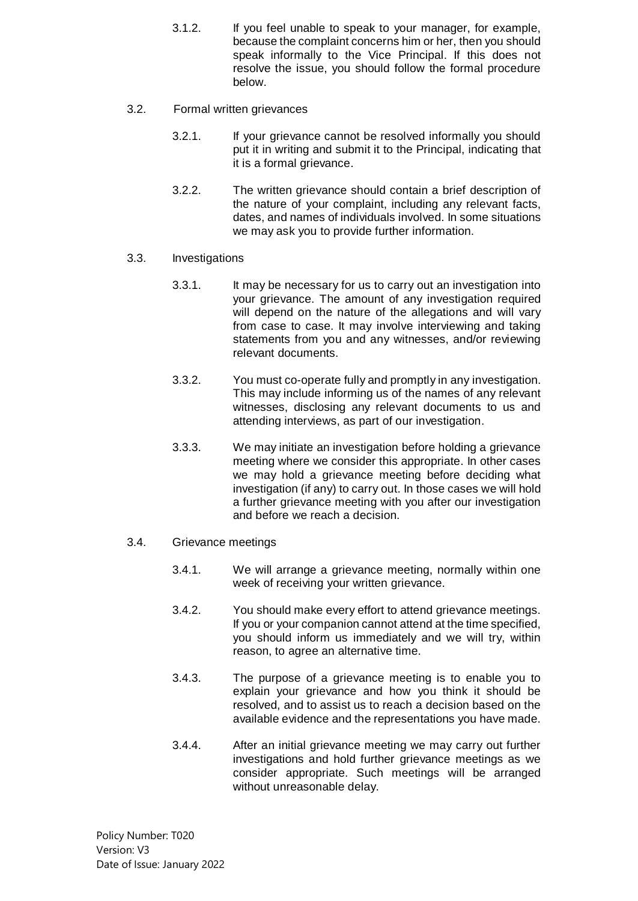3.1.2. If you feel unable to speak to your manager, for example, because the complaint concerns him or her, then you should speak informally to the Vice Principal. If this does not resolve the issue, you should follow the formal procedure below.

3.2. Formal written grievances

3.2.1. If your grievance cannot be resolved informally you should put it in writing and submit it to the Principal, indicating that it is a formal grievance.

3.2.2. The written grievance should contain a brief description of the nature of your complaint, including any relevant facts, dates, and names of individuals involved. In some situations we may ask you to provide further information.

3.3. Investigations

3.3.1. It may be necessary for us to carry out an investigation into your grievance. The amount of any investigation required will depend on the nature of the allegations and will vary from case to case. It may involve interviewing and taking statements from you and any witnesses, and/or reviewing relevant documents.

3.3.2. You must co-operate fully and promptly in any investigation. This may include informing us of the names of any relevant witnesses, disclosing any relevant documents to us and attending interviews, as part of our investigation.

3.3.3. We may initiate an investigation before holding a grievance meeting where we consider this appropriate. In other cases we may hold a grievance meeting before deciding what investigation (if any) to carry out. In those cases we will hold a further grievance meeting with you after our investigation and before we reach a decision.

3.4. Grievance meetings

3.4.1. We will arrange a grievance meeting, normally within one week of receiving your written grievance.

3.4.2. You should make every effort to attend grievance meetings. If you or your companion cannot attend at the time specified, you should inform us immediately and we will try, within reason, to agree an alternative time.

3.4.3. The purpose of a grievance meeting is to enable you to explain your grievance and how you think it should be resolved, and to assist us to reach a decision based on the available evidence and the representations you have made.

3.4.4. After an initial grievance meeting we may carry out further investigations and hold further grievance meetings as we consider appropriate. Such meetings will be arranged without unreasonable delay.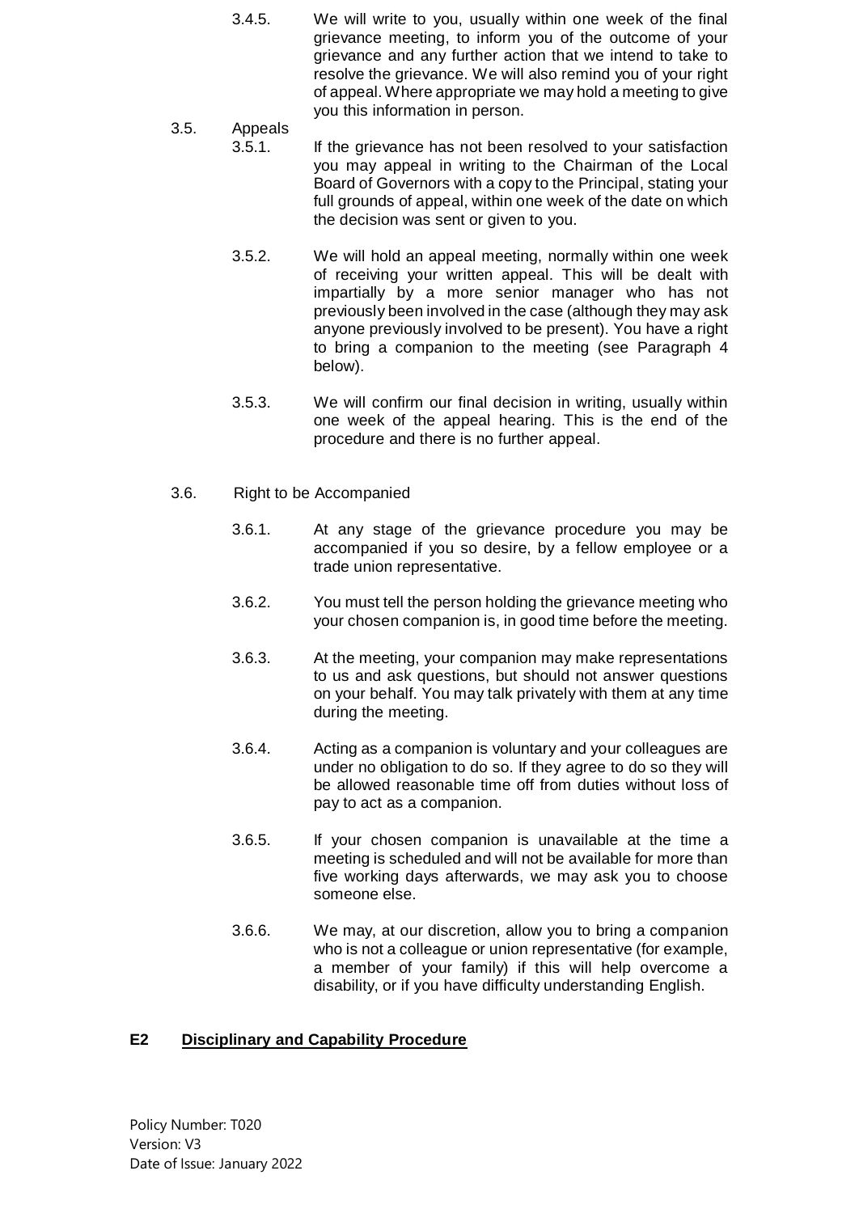3.4.5. We will write to you, usually within one week of the final grievance meeting, to inform you of the outcome of your grievance and any further action that we intend to take to resolve the grievance. We will also remind you of your right of appeal. Where appropriate we may hold a meeting to give you this information in person.

3.5. Appeals

3.5.1. If the grievance has not been resolved to your satisfaction you may appeal in writing to the Chairman of the Local Board of Governors with a copy to the Principal, stating your full grounds of appeal, within one week of the date on which the decision was sent or given to you.

3.5.2. We will hold an appeal meeting, normally within one week of receiving your written appeal. This will be dealt with impartially by a more senior manager who has not previously been involved in the case (although they may ask anyone previously involved to be present). You have a right to bring a companion to the meeting (see Paragraph 4 below).

3.5.3. We will confirm our final decision in writing, usually within one week of the appeal hearing. This is the end of the procedure and there is no further appeal.

3.6. Right to be Accompanied

3.6.1. At any stage of the grievance procedure you may be accompanied if you so desire, by a fellow employee or a trade union representative.

3.6.2. You must tell the person holding the grievance meeting who your chosen companion is, in good time before the meeting.

3.6.3. At the meeting, your companion may make representations to us and ask questions, but should not answer questions on your behalf. You may talk privately with them at any time during the meeting.

3.6.4. Acting as a companion is voluntary and your colleagues are under no obligation to do so. If they agree to do so they will be allowed reasonable time off from duties without loss of pay to act as a companion.

3.6.5. If your chosen companion is unavailable at the time a meeting is scheduled and will not be available for more than five working days afterwards, we may ask you to choose someone else.

3.6.6. We may, at our discretion, allow you to bring a companion who is not a colleague or union representative (for example, a member of your family) if this will help overcome a disability, or if you have difficulty understanding English.

## E2 Disciplinary and Capability Procedure

Policy Number: T020
Version: V3
Date of Issue: January 2022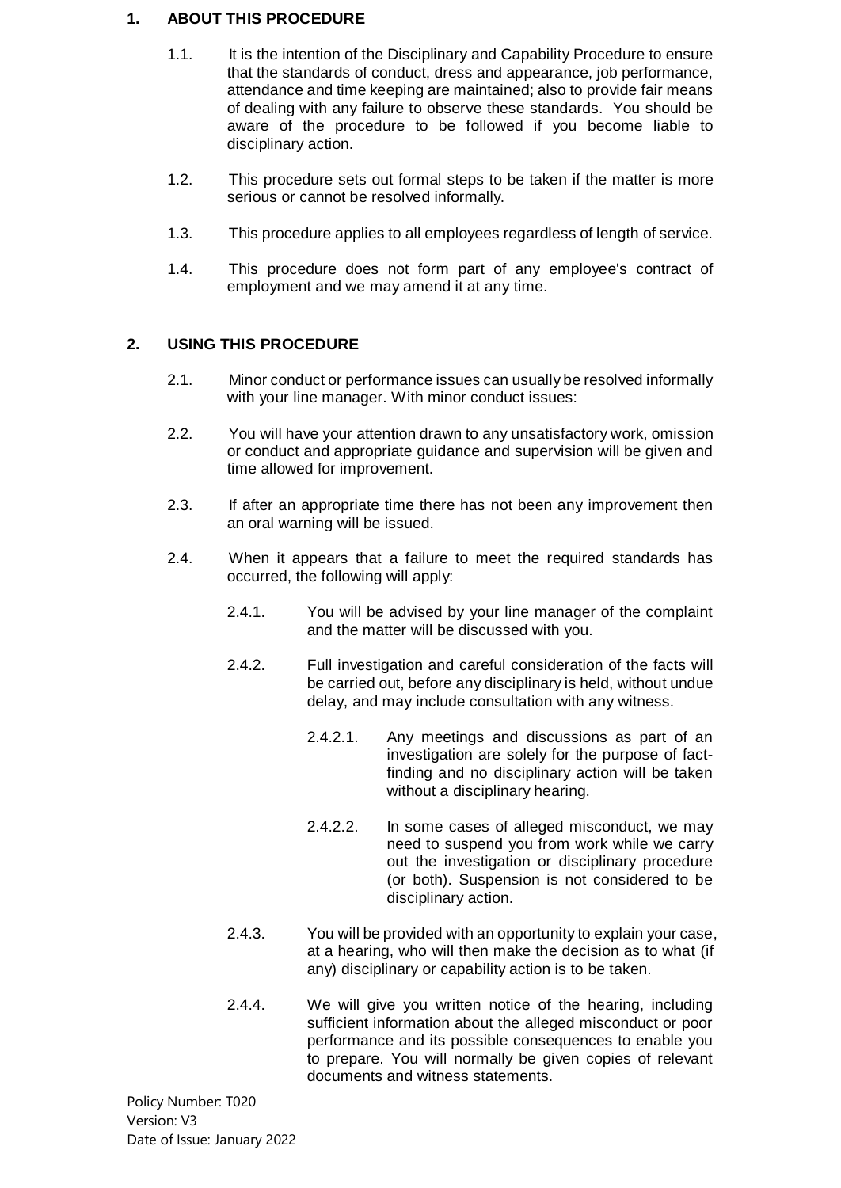## 1. ABOUT THIS PROCEDURE

1.1. It is the intention of the Disciplinary and Capability Procedure to ensure that the standards of conduct, dress and appearance, job performance, attendance and time keeping are maintained; also to provide fair means of dealing with any failure to observe these standards. You should be aware of the procedure to be followed if you become liable to disciplinary action.

1.2. This procedure sets out formal steps to be taken if the matter is more serious or cannot be resolved informally.

1.3. This procedure applies to all employees regardless of length of service.

1.4. This procedure does not form part of any employee's contract of employment and we may amend it at any time.

## 2. USING THIS PROCEDURE

2.1. Minor conduct or performance issues can usually be resolved informally with your line manager. With minor conduct issues:

2.2. You will have your attention drawn to any unsatisfactory work, omission or conduct and appropriate guidance and supervision will be given and time allowed for improvement.

2.3. If after an appropriate time there has not been any improvement then an oral warning will be issued.

2.4. When it appears that a failure to meet the required standards has occurred, the following will apply:

2.4.1. You will be advised by your line manager of the complaint and the matter will be discussed with you.

2.4.2. Full investigation and careful consideration of the facts will be carried out, before any disciplinary is held, without undue delay, and may include consultation with any witness.

2.4.2.1. Any meetings and discussions as part of an investigation are solely for the purpose of fact-finding and no disciplinary action will be taken without a disciplinary hearing.

2.4.2.2. In some cases of alleged misconduct, we may need to suspend you from work while we carry out the investigation or disciplinary procedure (or both). Suspension is not considered to be disciplinary action.

2.4.3. You will be provided with an opportunity to explain your case, at a hearing, who will then make the decision as to what (if any) disciplinary or capability action is to be taken.

2.4.4. We will give you written notice of the hearing, including sufficient information about the alleged misconduct or poor performance and its possible consequences to enable you to prepare. You will normally be given copies of relevant documents and witness statements.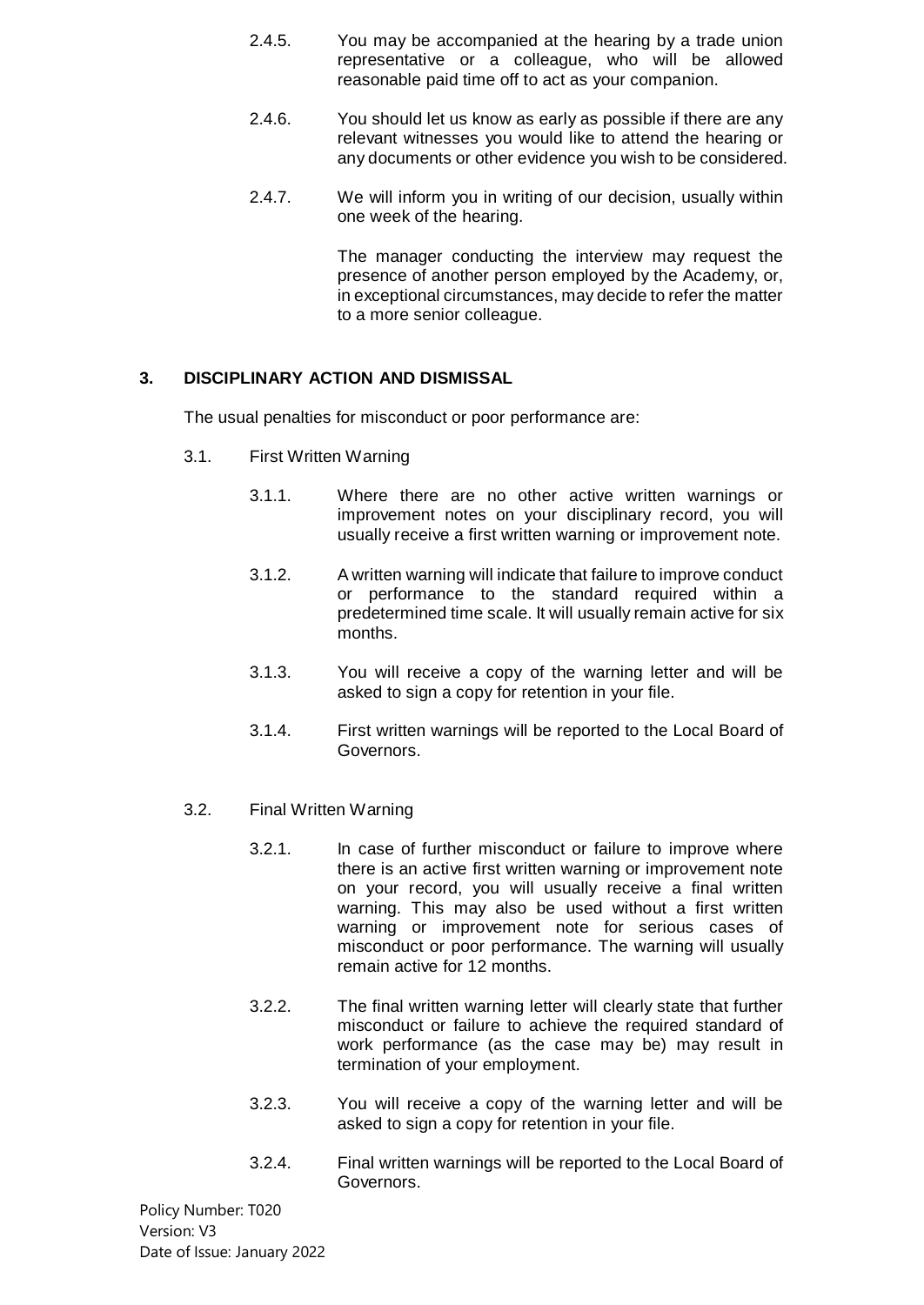2.4.5. You may be accompanied at the hearing by a trade union representative or a colleague, who will be allowed reasonable paid time off to act as your companion.

2.4.6. You should let us know as early as possible if there are any relevant witnesses you would like to attend the hearing or any documents or other evidence you wish to be considered.

2.4.7. We will inform you in writing of our decision, usually within one week of the hearing.

The manager conducting the interview may request the presence of another person employed by the Academy, or, in exceptional circumstances, may decide to refer the matter to a more senior colleague.

## 3. DISCIPLINARY ACTION AND DISMISSAL

The usual penalties for misconduct or poor performance are:

3.1. First Written Warning

3.1.1. Where there are no other active written warnings or improvement notes on your disciplinary record, you will usually receive a first written warning or improvement note.

3.1.2. A written warning will indicate that failure to improve conduct or performance to the standard required within a predetermined time scale. It will usually remain active for six months.

3.1.3. You will receive a copy of the warning letter and will be asked to sign a copy for retention in your file.

3.1.4. First written warnings will be reported to the Local Board of Governors.

3.2. Final Written Warning

3.2.1. In case of further misconduct or failure to improve where there is an active first written warning or improvement note on your record, you will usually receive a final written warning. This may also be used without a first written warning or improvement note for serious cases of misconduct or poor performance. The warning will usually remain active for 12 months.

3.2.2. The final written warning letter will clearly state that further misconduct or failure to achieve the required standard of work performance (as the case may be) may result in termination of your employment.

3.2.3. You will receive a copy of the warning letter and will be asked to sign a copy for retention in your file.

3.2.4. Final written warnings will be reported to the Local Board of Governors.

Policy Number: T020
Version: V3
Date of Issue: January 2022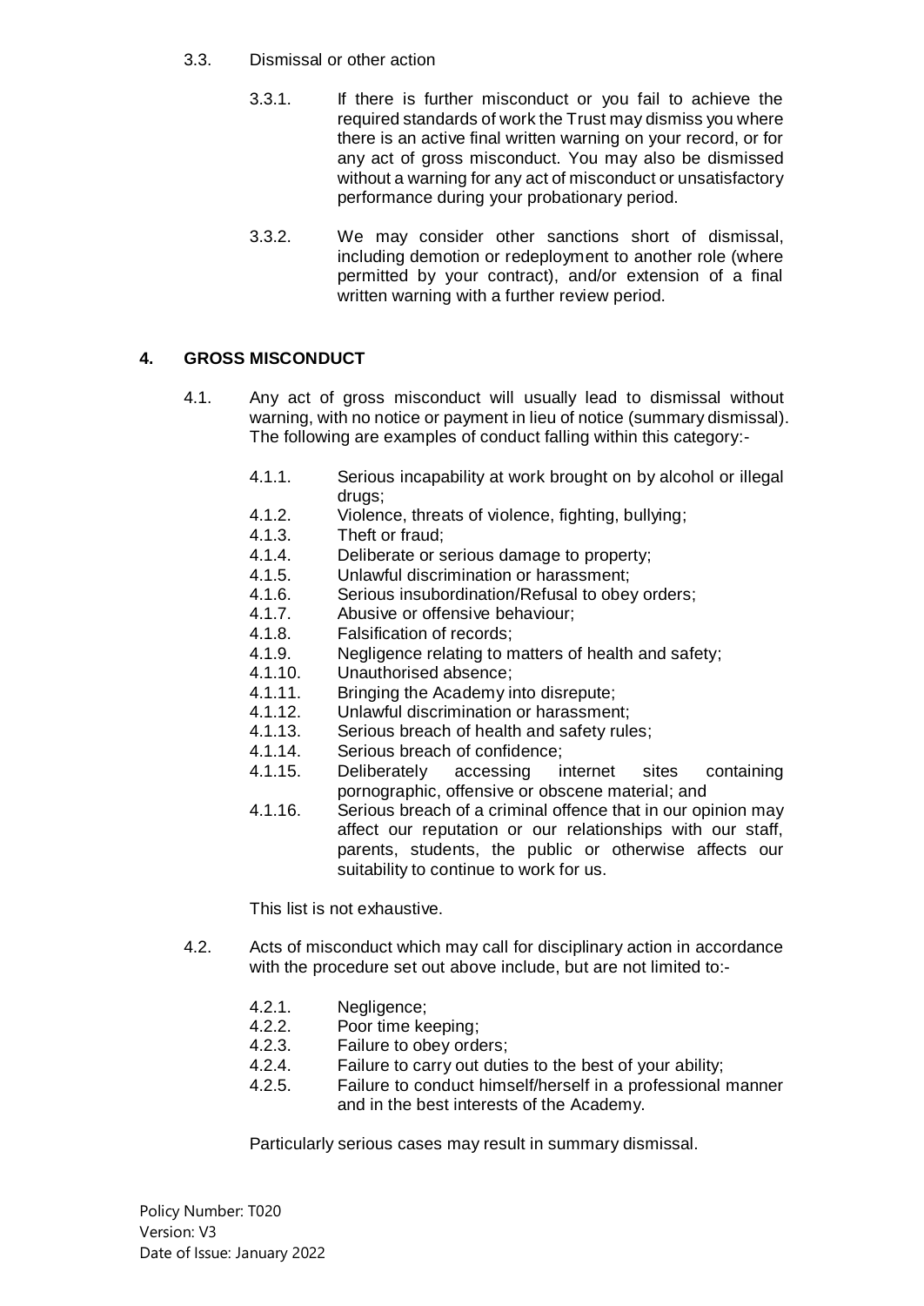3.3. Dismissal or other action

3.3.1. If there is further misconduct or you fail to achieve the required standards of work the Trust may dismiss you where there is an active final written warning on your record, or for any act of gross misconduct. You may also be dismissed without a warning for any act of misconduct or unsatisfactory performance during your probationary period.

3.3.2. We may consider other sanctions short of dismissal, including demotion or redeployment to another role (where permitted by your contract), and/or extension of a final written warning with a further review period.

## 4. GROSS MISCONDUCT

4.1. Any act of gross misconduct will usually lead to dismissal without warning, with no notice or payment in lieu of notice (summary dismissal). The following are examples of conduct falling within this category:-

4.1.1. Serious incapability at work brought on by alcohol or illegal drugs;
4.1.2. Violence, threats of violence, fighting, bullying;
4.1.3. Theft or fraud;
4.1.4. Deliberate or serious damage to property;
4.1.5. Unlawful discrimination or harassment;
4.1.6. Serious insubordination/Refusal to obey orders;
4.1.7. Abusive or offensive behaviour;
4.1.8. Falsification of records;
4.1.9. Negligence relating to matters of health and safety;
4.1.10. Unauthorised absence;
4.1.11. Bringing the Academy into disrepute;
4.1.12. Unlawful discrimination or harassment;
4.1.13. Serious breach of health and safety rules;
4.1.14. Serious breach of confidence;
4.1.15. Deliberately accessing internet sites containing pornographic, offensive or obscene material; and
4.1.16. Serious breach of a criminal offence that in our opinion may affect our reputation or our relationships with our staff, parents, students, the public or otherwise affects our suitability to continue to work for us.

This list is not exhaustive.

4.2. Acts of misconduct which may call for disciplinary action in accordance with the procedure set out above include, but are not limited to:-

4.2.1. Negligence;
4.2.2. Poor time keeping;
4.2.3. Failure to obey orders;
4.2.4. Failure to carry out duties to the best of your ability;
4.2.5. Failure to conduct himself/herself in a professional manner and in the best interests of the Academy.

Particularly serious cases may result in summary dismissal.

Policy Number: T020
Version: V3
Date of Issue: January 2022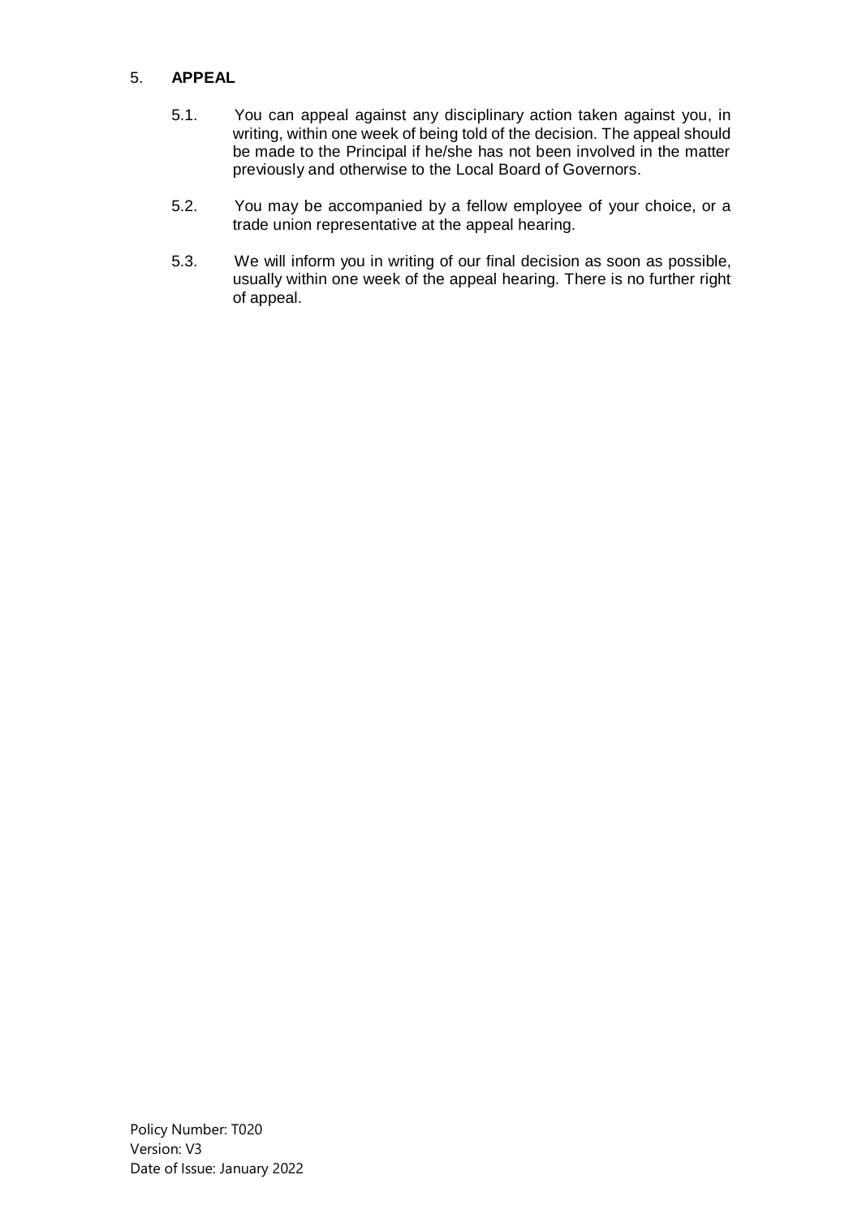## 5. APPEAL

5.1. You can appeal against any disciplinary action taken against you, in writing, within one week of being told of the decision. The appeal should be made to the Principal if he/she has not been involved in the matter previously and otherwise to the Local Board of Governors.

5.2. You may be accompanied by a fellow employee of your choice, or a trade union representative at the appeal hearing.

5.3. We will inform you in writing of our final decision as soon as possible, usually within one week of the appeal hearing. There is no further right of appeal.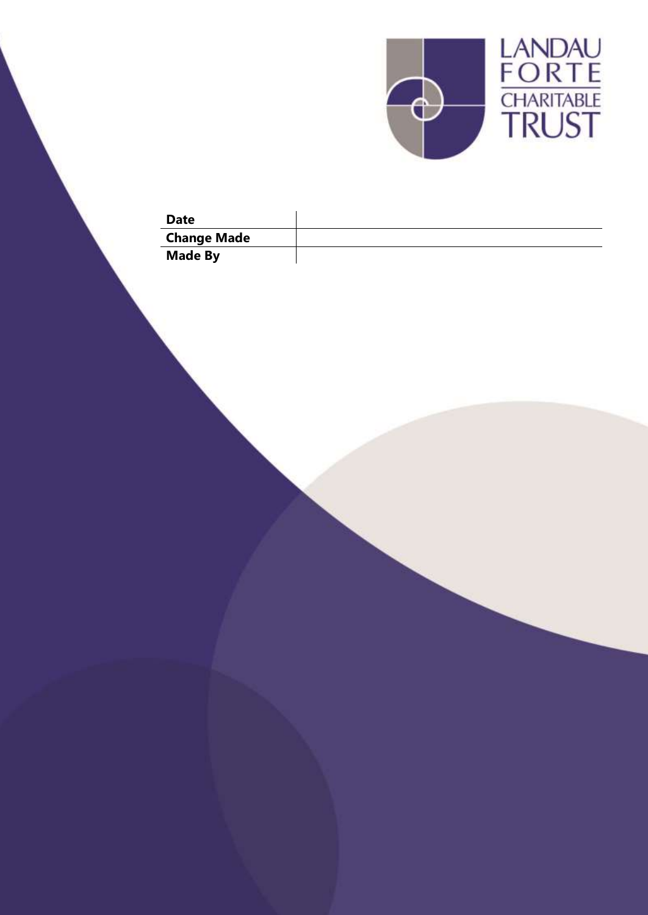| | |
|---|---|
| **Date** | |
| **Change Made** | |
| **Made By** | |